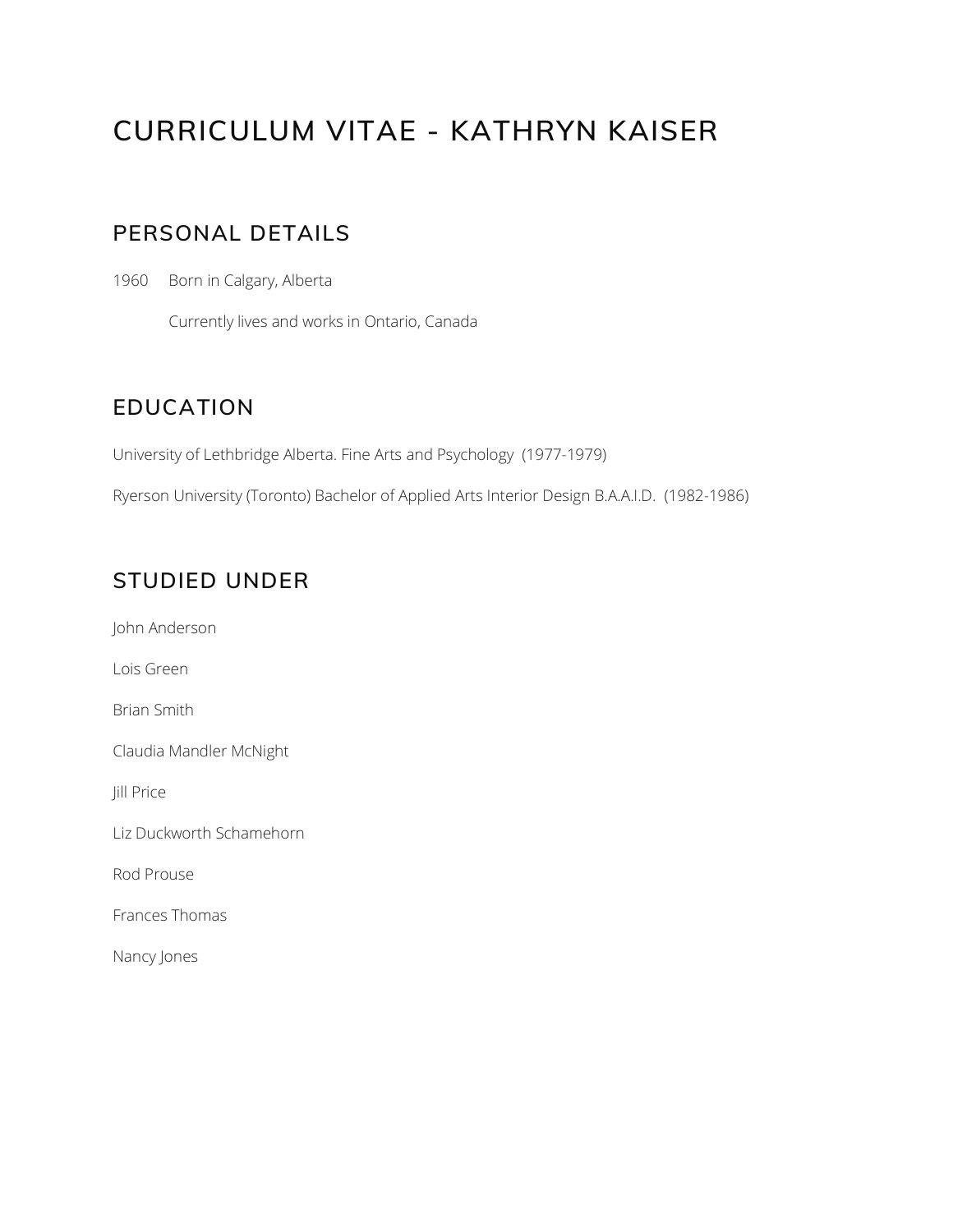# CURRICULUM VITAE - KATHRYN KAISER

## PERSONAL DETAILS

1960 Born in Calgary, Alberta

Currently lives and works in Ontario, Canada

## EDUCATION

University of Lethbridge Alberta. Fine Arts and Psychology (1977-1979)

Ryerson University (Toronto) Bachelor of Applied Arts Interior Design B.A.A.I.D. (1982-1986)

## STUDIED UNDER

John Anderson

Lois Green

Brian Smith

Claudia Mandler McNight

Jill Price

Liz Duckworth Schamehorn

Rod Prouse

Frances Thomas

Nancy Jones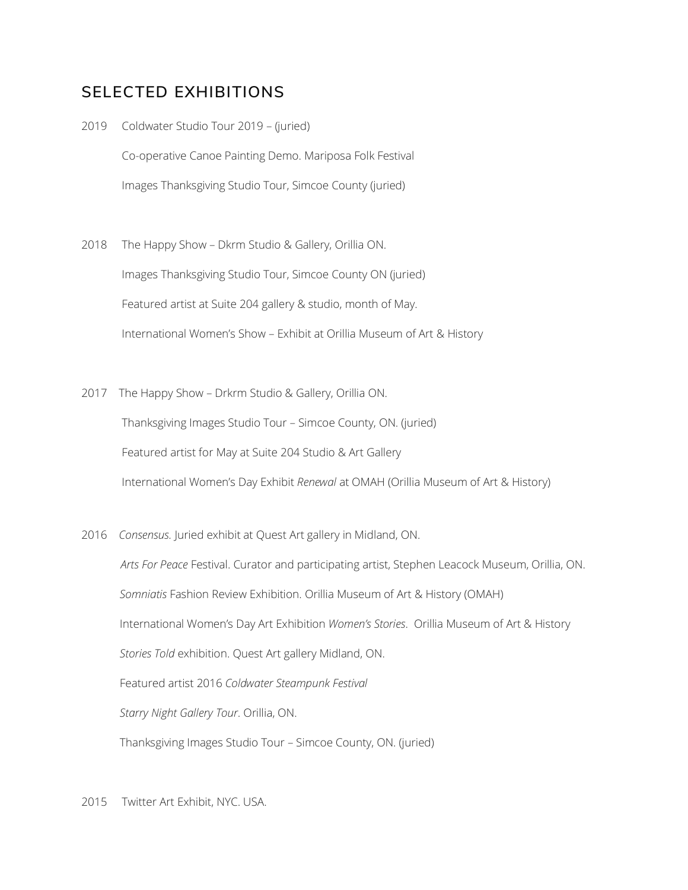## SELECTED EXHIBITIONS

2019 Coldwater Studio Tour 2019 – (juried)

Co-operative Canoe Painting Demo. Mariposa Folk Festival

Images Thanksgiving Studio Tour, Simcoe County (juried)

2018 The Happy Show – Dkrm Studio & Gallery, Orillia ON.

Images Thanksgiving Studio Tour, Simcoe County ON (juried)

Featured artist at Suite 204 gallery & studio, month of May.

International Women's Show – Exhibit at Orillia Museum of Art & History

2017 The Happy Show – Drkrm Studio & Gallery, Orillia ON.

Thanksgiving Images Studio Tour – Simcoe County, ON. (juried)

Featured artist for May at Suite 204 Studio & Art Gallery

International Women's Day Exhibit *Renewal* at OMAH (Orillia Museum of Art & History)

2016 *Consensus.* Juried exhibit at Quest Art gallery in Midland, ON.

*Arts For Peace* Festival. Curator and participating artist, Stephen Leacock Museum, Orillia, ON.

*Somniatis* Fashion Review Exhibition. Orillia Museum of Art & History (OMAH)

International Women's Day Art Exhibition *Women's Stories*. Orillia Museum of Art & History

*Stories Told* exhibition. Quest Art gallery Midland, ON.

Featured artist 2016 *Coldwater Steampunk Festival*

*Starry Night Gallery Tour*. Orillia, ON.

Thanksgiving Images Studio Tour – Simcoe County, ON. (juried)

2015 Twitter Art Exhibit, NYC. USA.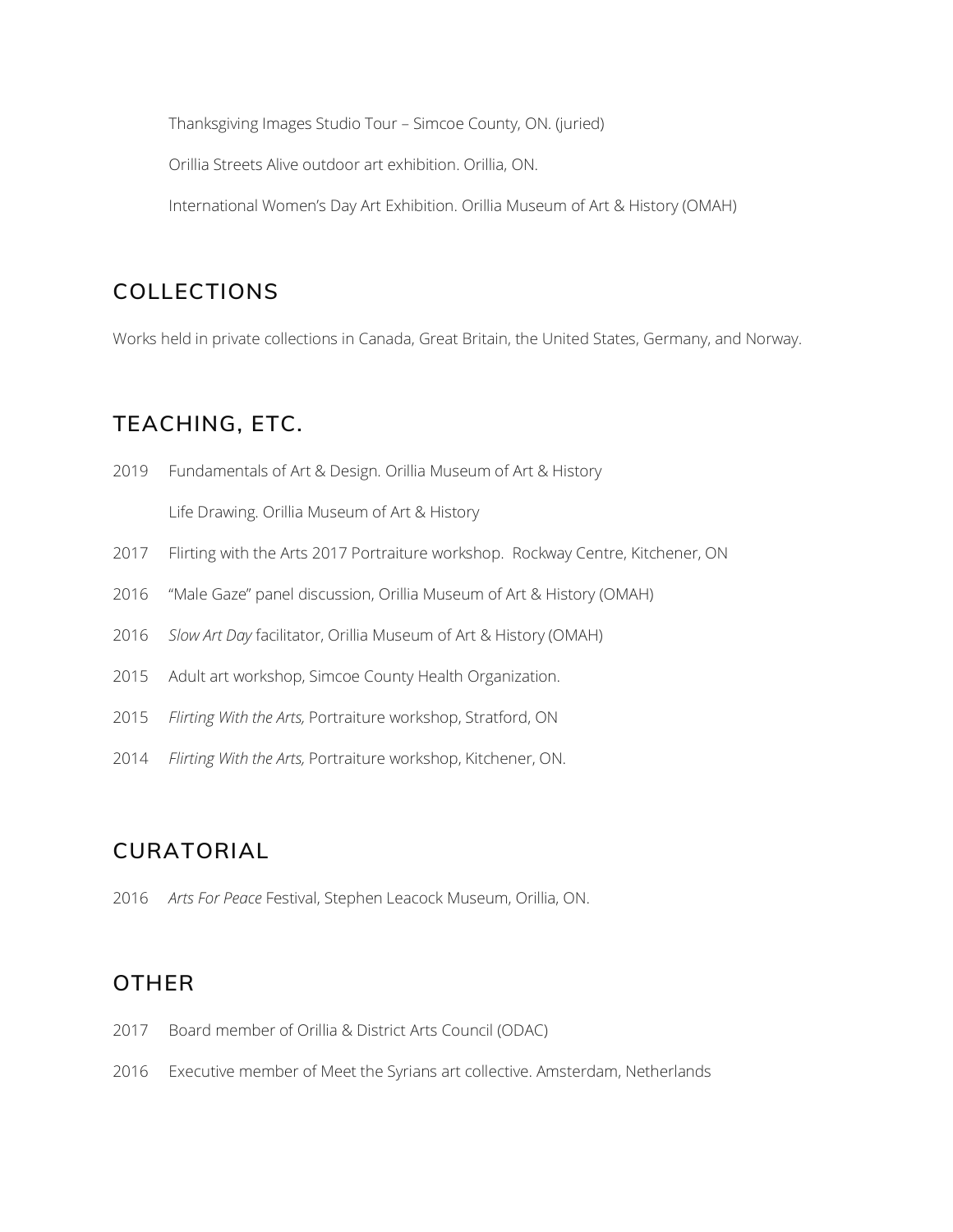Thanksgiving Images Studio Tour – Simcoe County, ON. (juried)

Orillia Streets Alive outdoor art exhibition. Orillia, ON.

International Women's Day Art Exhibition. Orillia Museum of Art & History (OMAH)

## COLLECTIONS

Works held in private collections in Canada, Great Britain, the United States, Germany, and Norway.

## TEACHING, ETC.

2019 Fundamentals of Art & Design. Orillia Museum of Art & History

Life Drawing. Orillia Museum of Art & History

2017 Flirting with the Arts 2017 Portraiture workshop. Rockway Centre, Kitchener, ON

2016 "Male Gaze" panel discussion, Orillia Museum of Art & History (OMAH)

2016 *Slow Art Day* facilitator, Orillia Museum of Art & History (OMAH)

2015 Adult art workshop, Simcoe County Health Organization.

2015 *Flirting With the Arts,* Portraiture workshop, Stratford, ON

2014 *Flirting With the Arts,* Portraiture workshop, Kitchener, ON.

## CURATORIAL

2016 *Arts For Peace* Festival, Stephen Leacock Museum, Orillia, ON.

## OTHER

2017 Board member of Orillia & District Arts Council (ODAC)

2016 Executive member of Meet the Syrians art collective. Amsterdam, Netherlands